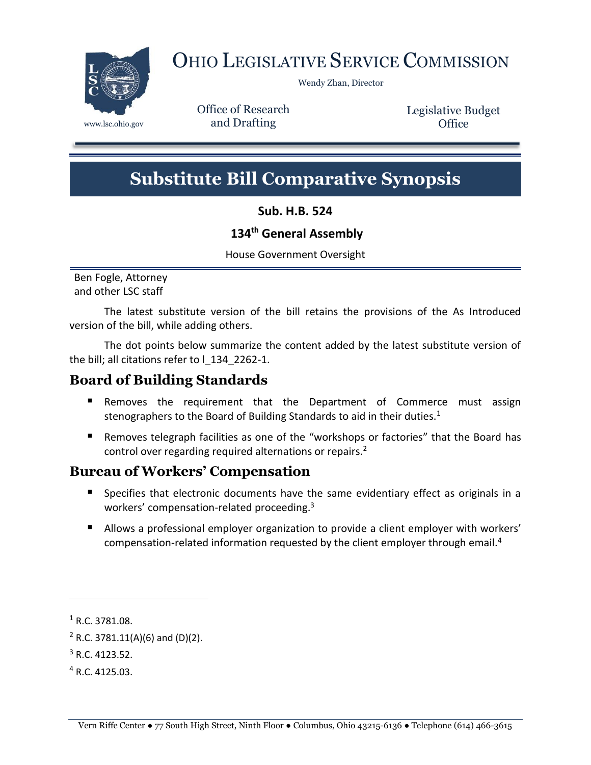# Ohio Legislative Service Commission

Wendy Zhan, Director

www.lsc.ohio.gov

Office of Research and Drafting

Legislative Budget Office

# Substitute Bill Comparative Synopsis

**Sub. H.B. 524**

**134th General Assembly**

House Government Oversight

Ben Fogle, Attorney
and other LSC staff

The latest substitute version of the bill retains the provisions of the As Introduced version of the bill, while adding others.

The dot points below summarize the content added by the latest substitute version of the bill; all citations refer to l_134_2262-1.

## Board of Building Standards

- Removes the requirement that the Department of Commerce must assign stenographers to the Board of Building Standards to aid in their duties.[1]
- Removes telegraph facilities as one of the "workshops or factories" that the Board has control over regarding required alternations or repairs.[2]

## Bureau of Workers' Compensation

- Specifies that electronic documents have the same evidentiary effect as originals in a workers' compensation-related proceeding.[3]
- Allows a professional employer organization to provide a client employer with workers' compensation-related information requested by the client employer through email.[4]

---

[1] R.C. 3781.08.

[2] R.C. 3781.11(A)(6) and (D)(2).

[3] R.C. 4123.52.

[4] R.C. 4125.03.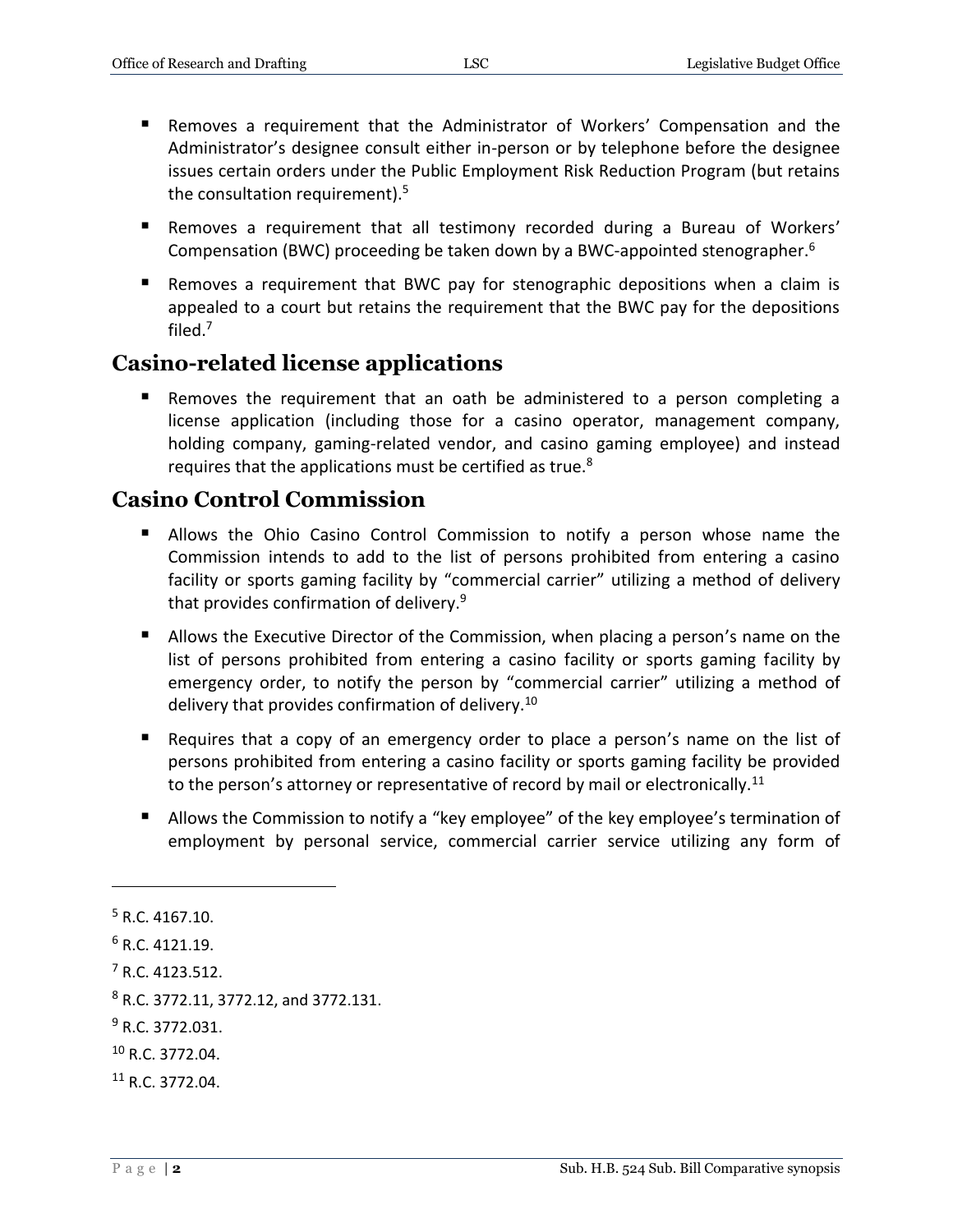- Removes a requirement that the Administrator of Workers' Compensation and the Administrator's designee consult either in-person or by telephone before the designee issues certain orders under the Public Employment Risk Reduction Program (but retains the consultation requirement).[5]
- Removes a requirement that all testimony recorded during a Bureau of Workers' Compensation (BWC) proceeding be taken down by a BWC-appointed stenographer.[6]
- Removes a requirement that BWC pay for stenographic depositions when a claim is appealed to a court but retains the requirement that the BWC pay for the depositions filed.[7]

## Casino-related license applications

- Removes the requirement that an oath be administered to a person completing a license application (including those for a casino operator, management company, holding company, gaming-related vendor, and casino gaming employee) and instead requires that the applications must be certified as true.[8]

## Casino Control Commission

- Allows the Ohio Casino Control Commission to notify a person whose name the Commission intends to add to the list of persons prohibited from entering a casino facility or sports gaming facility by "commercial carrier" utilizing a method of delivery that provides confirmation of delivery.[9]
- Allows the Executive Director of the Commission, when placing a person's name on the list of persons prohibited from entering a casino facility or sports gaming facility by emergency order, to notify the person by "commercial carrier" utilizing a method of delivery that provides confirmation of delivery.[10]
- Requires that a copy of an emergency order to place a person's name on the list of persons prohibited from entering a casino facility or sports gaming facility be provided to the person's attorney or representative of record by mail or electronically.[11]
- Allows the Commission to notify a "key employee" of the key employee's termination of employment by personal service, commercial carrier service utilizing any form of

---

[5] R.C. 4167.10.

[6] R.C. 4121.19.

[7] R.C. 4123.512.

[8] R.C. 3772.11, 3772.12, and 3772.131.

[9] R.C. 3772.031.

[10] R.C. 3772.04.

[11] R.C. 3772.04.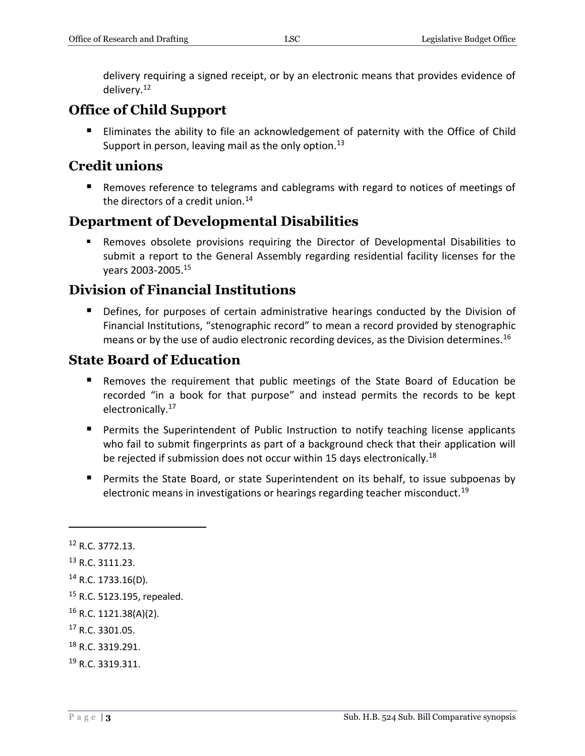delivery requiring a signed receipt, or by an electronic means that provides evidence of delivery.[12]

## Office of Child Support

- Eliminates the ability to file an acknowledgement of paternity with the Office of Child Support in person, leaving mail as the only option.[13]

## Credit unions

- Removes reference to telegrams and cablegrams with regard to notices of meetings of the directors of a credit union.[14]

## Department of Developmental Disabilities

- Removes obsolete provisions requiring the Director of Developmental Disabilities to submit a report to the General Assembly regarding residential facility licenses for the years 2003-2005.[15]

## Division of Financial Institutions

- Defines, for purposes of certain administrative hearings conducted by the Division of Financial Institutions, "stenographic record" to mean a record provided by stenographic means or by the use of audio electronic recording devices, as the Division determines.[16]

## State Board of Education

- Removes the requirement that public meetings of the State Board of Education be recorded "in a book for that purpose" and instead permits the records to be kept electronically.[17]
- Permits the Superintendent of Public Instruction to notify teaching license applicants who fail to submit fingerprints as part of a background check that their application will be rejected if submission does not occur within 15 days electronically.[18]
- Permits the State Board, or state Superintendent on its behalf, to issue subpoenas by electronic means in investigations or hearings regarding teacher misconduct.[19]

---

[12] R.C. 3772.13.

[13] R.C. 3111.23.

[14] R.C. 1733.16(D).

[15] R.C. 5123.195, repealed.

[16] R.C. 1121.38(A)(2).

[17] R.C. 3301.05.

[18] R.C. 3319.291.

[19] R.C. 3319.311.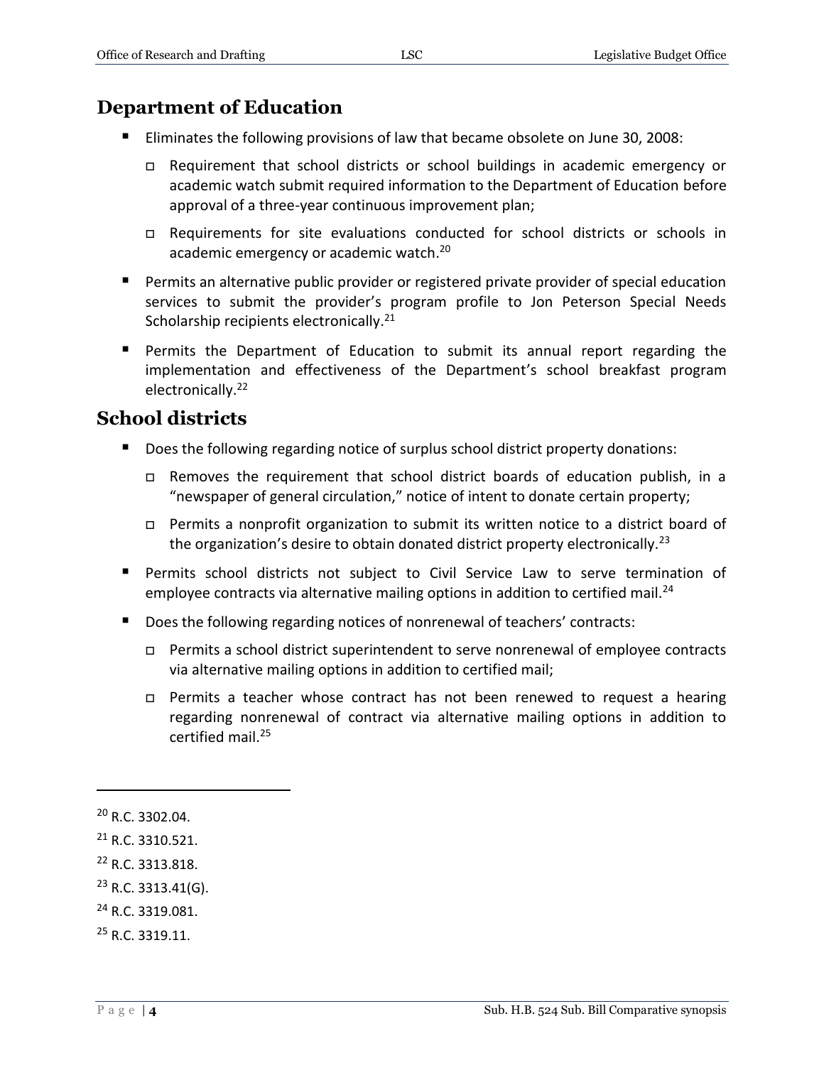## Department of Education

- Eliminates the following provisions of law that became obsolete on June 30, 2008:
  - Requirement that school districts or school buildings in academic emergency or academic watch submit required information to the Department of Education before approval of a three-year continuous improvement plan;
  - Requirements for site evaluations conducted for school districts or schools in academic emergency or academic watch.[20]
- Permits an alternative public provider or registered private provider of special education services to submit the provider's program profile to Jon Peterson Special Needs Scholarship recipients electronically.[21]
- Permits the Department of Education to submit its annual report regarding the implementation and effectiveness of the Department's school breakfast program electronically.[22]

## School districts

- Does the following regarding notice of surplus school district property donations:
  - Removes the requirement that school district boards of education publish, in a "newspaper of general circulation," notice of intent to donate certain property;
  - Permits a nonprofit organization to submit its written notice to a district board of the organization's desire to obtain donated district property electronically.[23]
- Permits school districts not subject to Civil Service Law to serve termination of employee contracts via alternative mailing options in addition to certified mail.[24]
- Does the following regarding notices of nonrenewal of teachers' contracts:
  - Permits a school district superintendent to serve nonrenewal of employee contracts via alternative mailing options in addition to certified mail;
  - Permits a teacher whose contract has not been renewed to request a hearing regarding nonrenewal of contract via alternative mailing options in addition to certified mail.[25]

---

[20] R.C. 3302.04.

[21] R.C. 3310.521.

[22] R.C. 3313.818.

[23] R.C. 3313.41(G).

[24] R.C. 3319.081.

[25] R.C. 3319.11.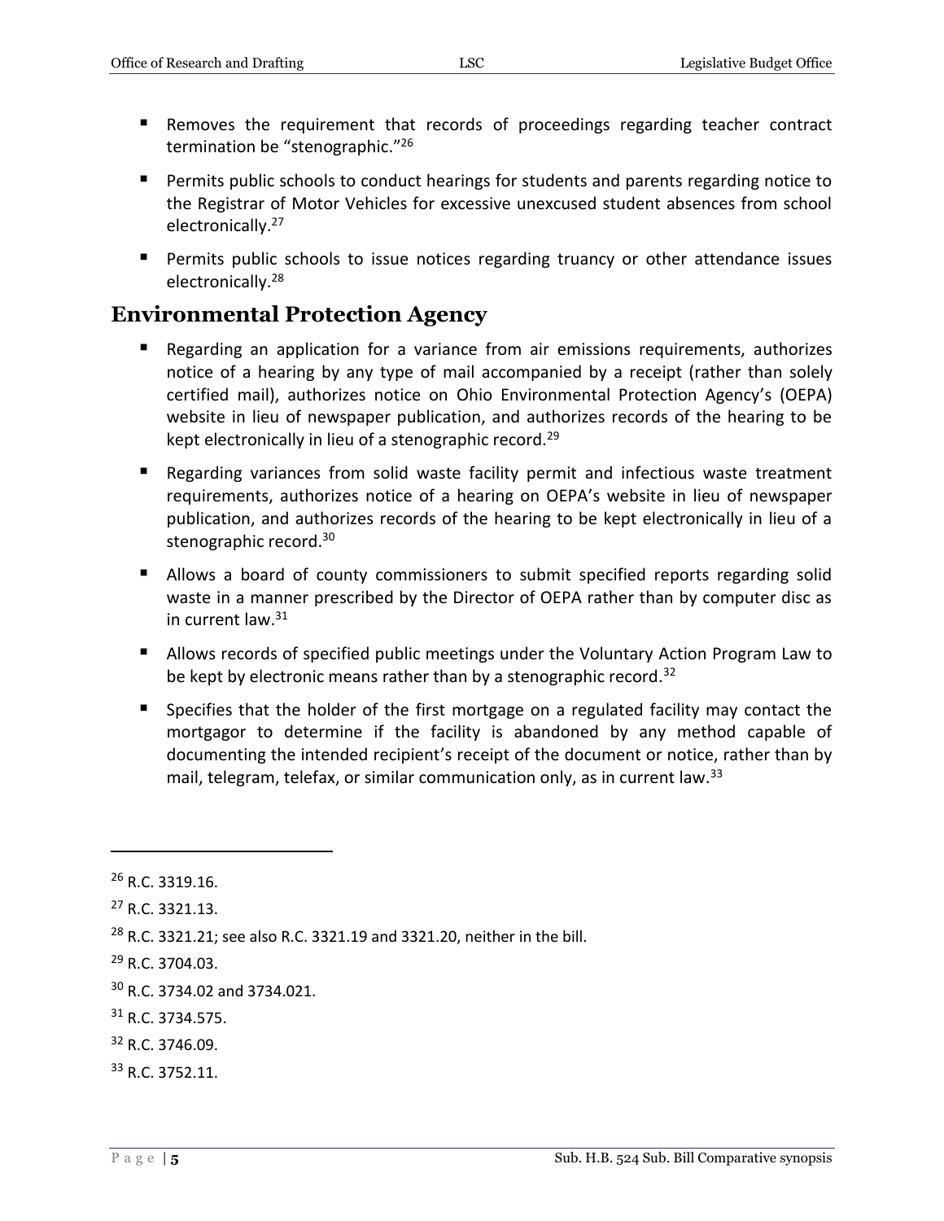- Removes the requirement that records of proceedings regarding teacher contract termination be "stenographic."[26]
- Permits public schools to conduct hearings for students and parents regarding notice to the Registrar of Motor Vehicles for excessive unexcused student absences from school electronically.[27]
- Permits public schools to issue notices regarding truancy or other attendance issues electronically.[28]

## Environmental Protection Agency

- Regarding an application for a variance from air emissions requirements, authorizes notice of a hearing by any type of mail accompanied by a receipt (rather than solely certified mail), authorizes notice on Ohio Environmental Protection Agency's (OEPA) website in lieu of newspaper publication, and authorizes records of the hearing to be kept electronically in lieu of a stenographic record.[29]
- Regarding variances from solid waste facility permit and infectious waste treatment requirements, authorizes notice of a hearing on OEPA's website in lieu of newspaper publication, and authorizes records of the hearing to be kept electronically in lieu of a stenographic record.[30]
- Allows a board of county commissioners to submit specified reports regarding solid waste in a manner prescribed by the Director of OEPA rather than by computer disc as in current law.[31]
- Allows records of specified public meetings under the Voluntary Action Program Law to be kept by electronic means rather than by a stenographic record.[32]
- Specifies that the holder of the first mortgage on a regulated facility may contact the mortgagor to determine if the facility is abandoned by any method capable of documenting the intended recipient's receipt of the document or notice, rather than by mail, telegram, telefax, or similar communication only, as in current law.[33]

---

[26] R.C. 3319.16.

[27] R.C. 3321.13.

[28] R.C. 3321.21; see also R.C. 3321.19 and 3321.20, neither in the bill.

[29] R.C. 3704.03.

[30] R.C. 3734.02 and 3734.021.

[31] R.C. 3734.575.

[32] R.C. 3746.09.

[33] R.C. 3752.11.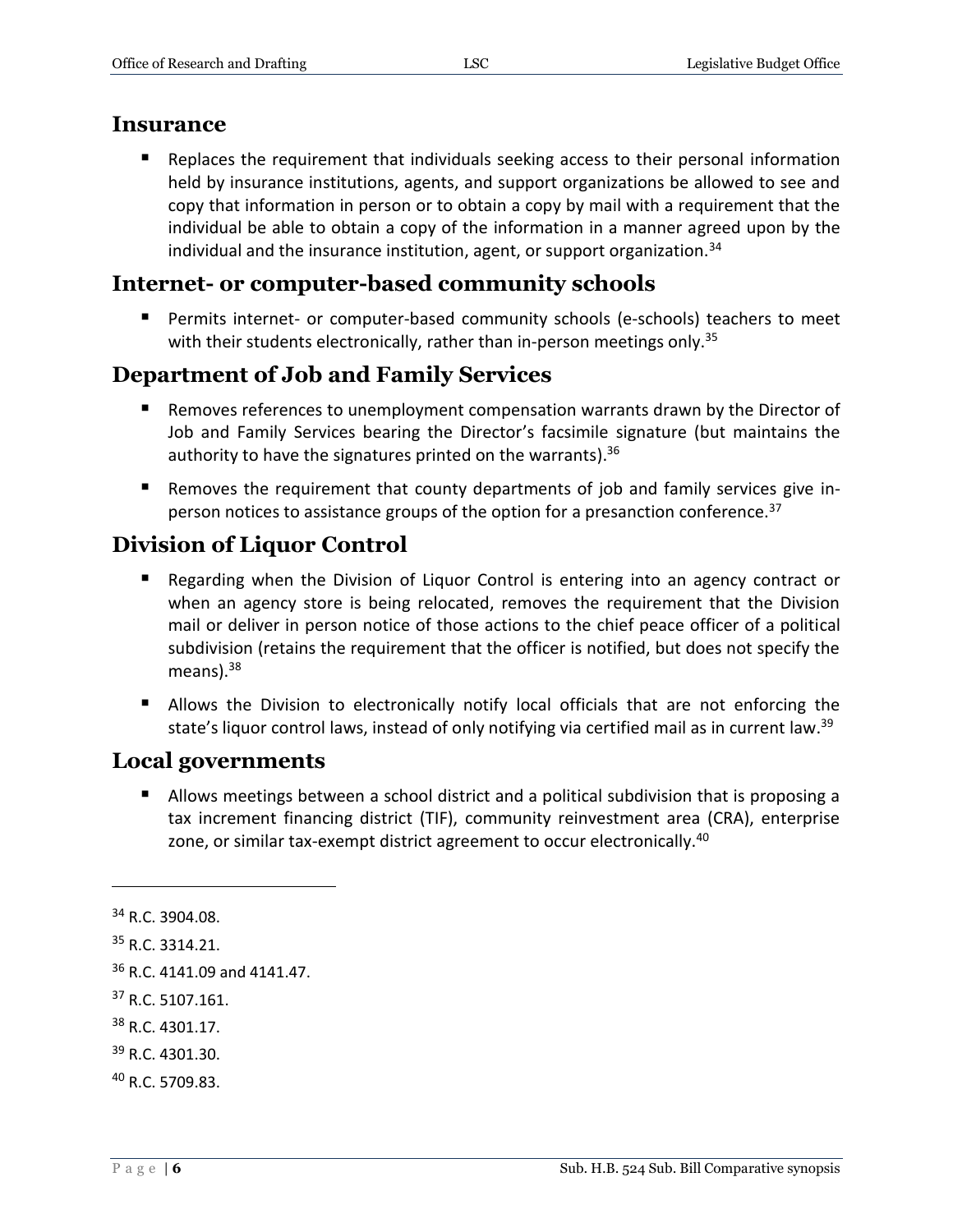## Insurance

- Replaces the requirement that individuals seeking access to their personal information held by insurance institutions, agents, and support organizations be allowed to see and copy that information in person or to obtain a copy by mail with a requirement that the individual be able to obtain a copy of the information in a manner agreed upon by the individual and the insurance institution, agent, or support organization.[34]

## Internet- or computer-based community schools

- Permits internet- or computer-based community schools (e-schools) teachers to meet with their students electronically, rather than in-person meetings only.[35]

## Department of Job and Family Services

- Removes references to unemployment compensation warrants drawn by the Director of Job and Family Services bearing the Director's facsimile signature (but maintains the authority to have the signatures printed on the warrants).[36]
- Removes the requirement that county departments of job and family services give in-person notices to assistance groups of the option for a presanction conference.[37]

## Division of Liquor Control

- Regarding when the Division of Liquor Control is entering into an agency contract or when an agency store is being relocated, removes the requirement that the Division mail or deliver in person notice of those actions to the chief peace officer of a political subdivision (retains the requirement that the officer is notified, but does not specify the means).[38]
- Allows the Division to electronically notify local officials that are not enforcing the state's liquor control laws, instead of only notifying via certified mail as in current law.[39]

## Local governments

- Allows meetings between a school district and a political subdivision that is proposing a tax increment financing district (TIF), community reinvestment area (CRA), enterprise zone, or similar tax-exempt district agreement to occur electronically.[40]

---

[34] R.C. 3904.08.

[35] R.C. 3314.21.

[36] R.C. 4141.09 and 4141.47.

[37] R.C. 5107.161.

[38] R.C. 4301.17.

[39] R.C. 4301.30.

[40] R.C. 5709.83.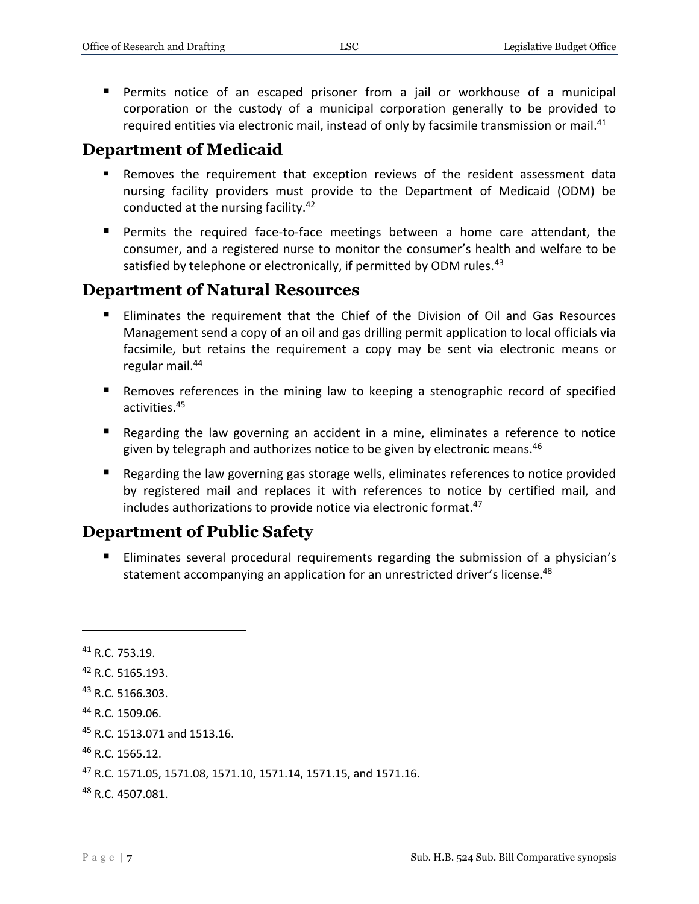- Permits notice of an escaped prisoner from a jail or workhouse of a municipal corporation or the custody of a municipal corporation generally to be provided to required entities via electronic mail, instead of only by facsimile transmission or mail.[41]

## Department of Medicaid

- Removes the requirement that exception reviews of the resident assessment data nursing facility providers must provide to the Department of Medicaid (ODM) be conducted at the nursing facility.[42]
- Permits the required face-to-face meetings between a home care attendant, the consumer, and a registered nurse to monitor the consumer's health and welfare to be satisfied by telephone or electronically, if permitted by ODM rules.[43]

## Department of Natural Resources

- Eliminates the requirement that the Chief of the Division of Oil and Gas Resources Management send a copy of an oil and gas drilling permit application to local officials via facsimile, but retains the requirement a copy may be sent via electronic means or regular mail.[44]
- Removes references in the mining law to keeping a stenographic record of specified activities.[45]
- Regarding the law governing an accident in a mine, eliminates a reference to notice given by telegraph and authorizes notice to be given by electronic means.[46]
- Regarding the law governing gas storage wells, eliminates references to notice provided by registered mail and replaces it with references to notice by certified mail, and includes authorizations to provide notice via electronic format.[47]

## Department of Public Safety

- Eliminates several procedural requirements regarding the submission of a physician's statement accompanying an application for an unrestricted driver's license.[48]

---

[41] R.C. 753.19.

[42] R.C. 5165.193.

[43] R.C. 5166.303.

[44] R.C. 1509.06.

[45] R.C. 1513.071 and 1513.16.

[46] R.C. 1565.12.

[47] R.C. 1571.05, 1571.08, 1571.10, 1571.14, 1571.15, and 1571.16.

[48] R.C. 4507.081.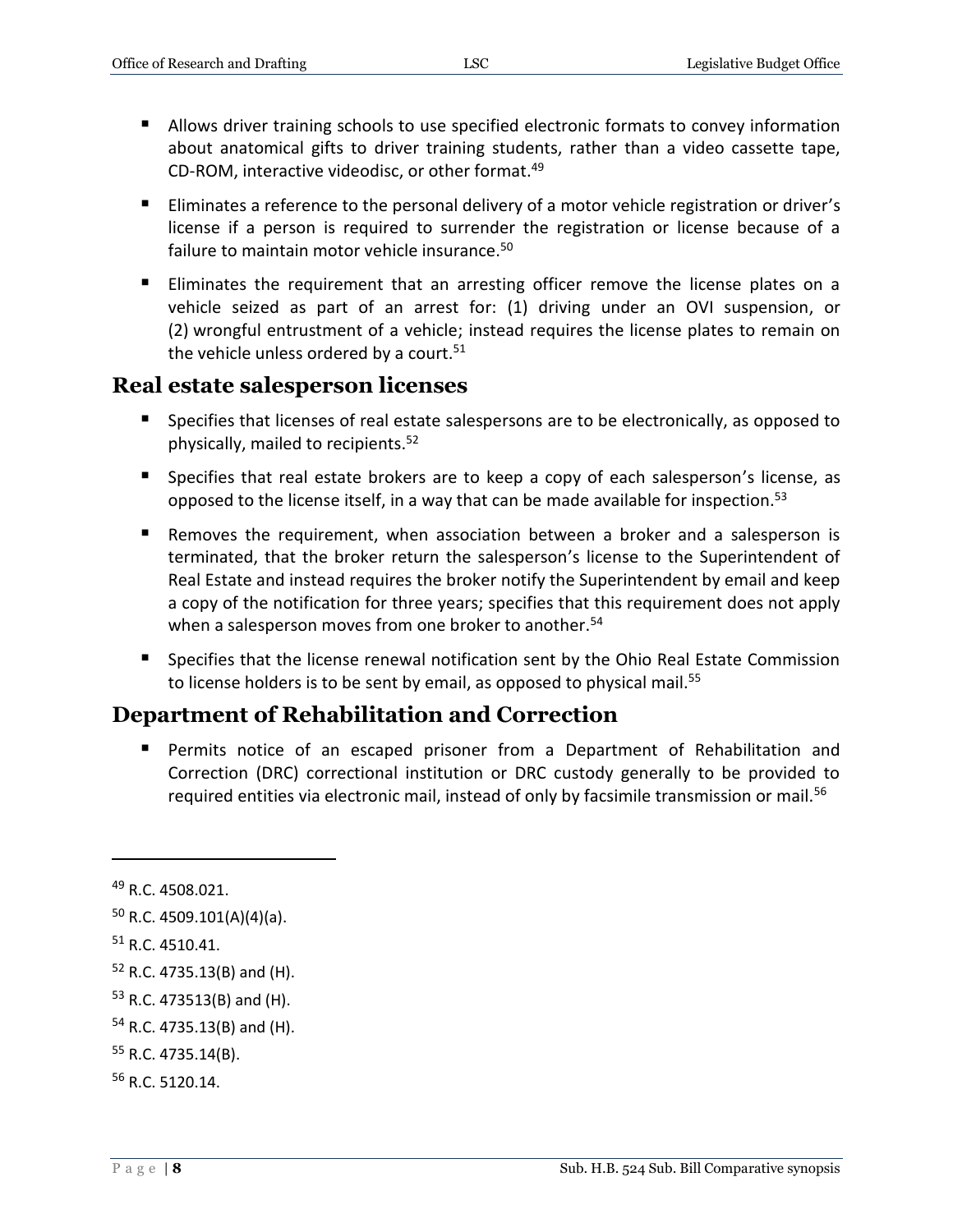- Allows driver training schools to use specified electronic formats to convey information about anatomical gifts to driver training students, rather than a video cassette tape, CD-ROM, interactive videodisc, or other format.[49]
- Eliminates a reference to the personal delivery of a motor vehicle registration or driver's license if a person is required to surrender the registration or license because of a failure to maintain motor vehicle insurance.[50]
- Eliminates the requirement that an arresting officer remove the license plates on a vehicle seized as part of an arrest for: (1) driving under an OVI suspension, or (2) wrongful entrustment of a vehicle; instead requires the license plates to remain on the vehicle unless ordered by a court.[51]

## Real estate salesperson licenses

- Specifies that licenses of real estate salespersons are to be electronically, as opposed to physically, mailed to recipients.[52]
- Specifies that real estate brokers are to keep a copy of each salesperson's license, as opposed to the license itself, in a way that can be made available for inspection.[53]
- Removes the requirement, when association between a broker and a salesperson is terminated, that the broker return the salesperson's license to the Superintendent of Real Estate and instead requires the broker notify the Superintendent by email and keep a copy of the notification for three years; specifies that this requirement does not apply when a salesperson moves from one broker to another.[54]
- Specifies that the license renewal notification sent by the Ohio Real Estate Commission to license holders is to be sent by email, as opposed to physical mail.[55]

## Department of Rehabilitation and Correction

- Permits notice of an escaped prisoner from a Department of Rehabilitation and Correction (DRC) correctional institution or DRC custody generally to be provided to required entities via electronic mail, instead of only by facsimile transmission or mail.[56]

---

[49] R.C. 4508.021.

[50] R.C. 4509.101(A)(4)(a).

[51] R.C. 4510.41.

[52] R.C. 4735.13(B) and (H).

[53] R.C. 473513(B) and (H).

[54] R.C. 4735.13(B) and (H).

[55] R.C. 4735.14(B).

[56] R.C. 5120.14.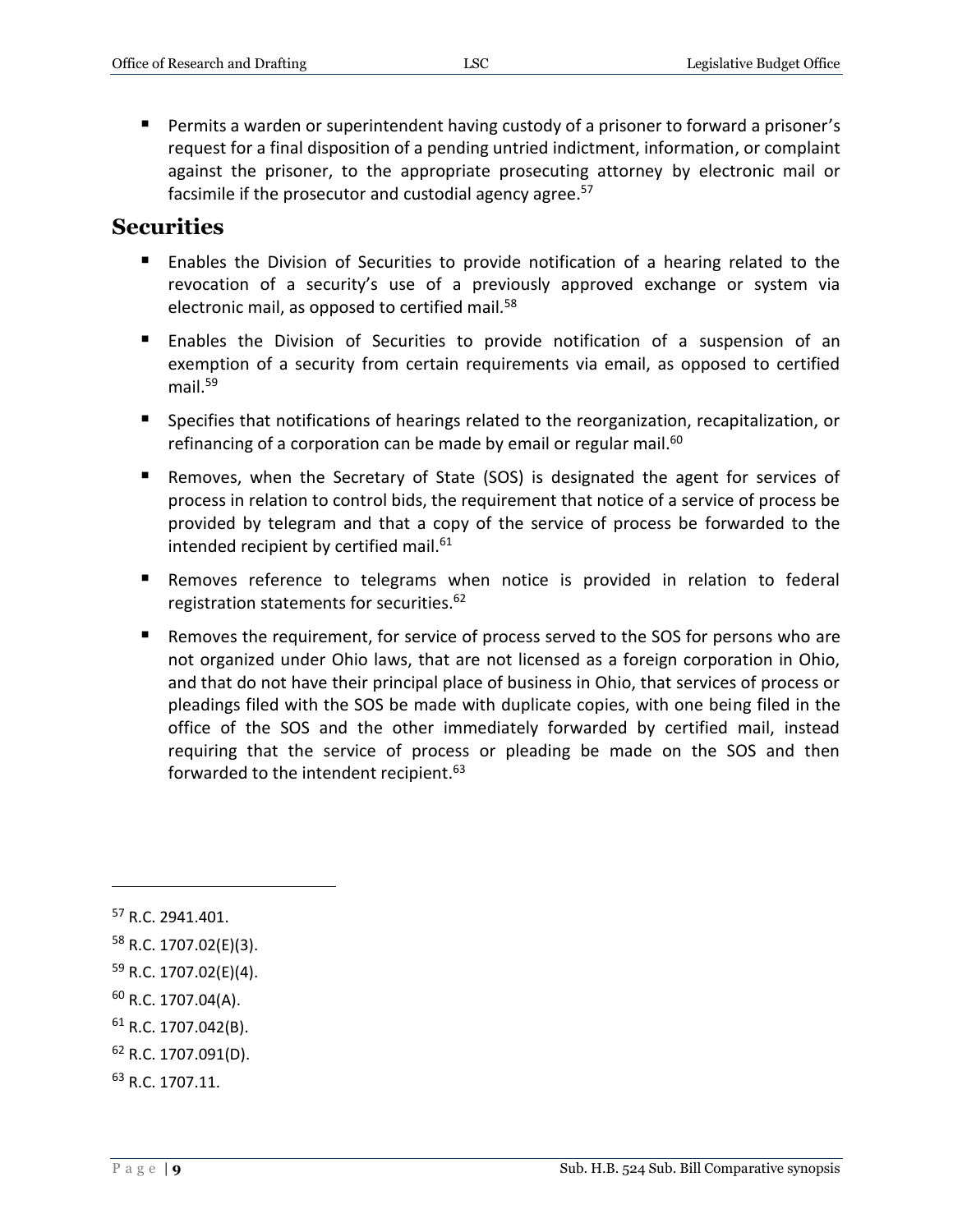- Permits a warden or superintendent having custody of a prisoner to forward a prisoner's request for a final disposition of a pending untried indictment, information, or complaint against the prisoner, to the appropriate prosecuting attorney by electronic mail or facsimile if the prosecutor and custodial agency agree.[57]

## Securities

- Enables the Division of Securities to provide notification of a hearing related to the revocation of a security's use of a previously approved exchange or system via electronic mail, as opposed to certified mail.[58]
- Enables the Division of Securities to provide notification of a suspension of an exemption of a security from certain requirements via email, as opposed to certified mail.[59]
- Specifies that notifications of hearings related to the reorganization, recapitalization, or refinancing of a corporation can be made by email or regular mail.[60]
- Removes, when the Secretary of State (SOS) is designated the agent for services of process in relation to control bids, the requirement that notice of a service of process be provided by telegram and that a copy of the service of process be forwarded to the intended recipient by certified mail.[61]
- Removes reference to telegrams when notice is provided in relation to federal registration statements for securities.[62]
- Removes the requirement, for service of process served to the SOS for persons who are not organized under Ohio laws, that are not licensed as a foreign corporation in Ohio, and that do not have their principal place of business in Ohio, that services of process or pleadings filed with the SOS be made with duplicate copies, with one being filed in the office of the SOS and the other immediately forwarded by certified mail, instead requiring that the service of process or pleading be made on the SOS and then forwarded to the intendent recipient.[63]

---

[57] R.C. 2941.401.

[58] R.C. 1707.02(E)(3).

[59] R.C. 1707.02(E)(4).

[60] R.C. 1707.04(A).

[61] R.C. 1707.042(B).

[62] R.C. 1707.091(D).

[63] R.C. 1707.11.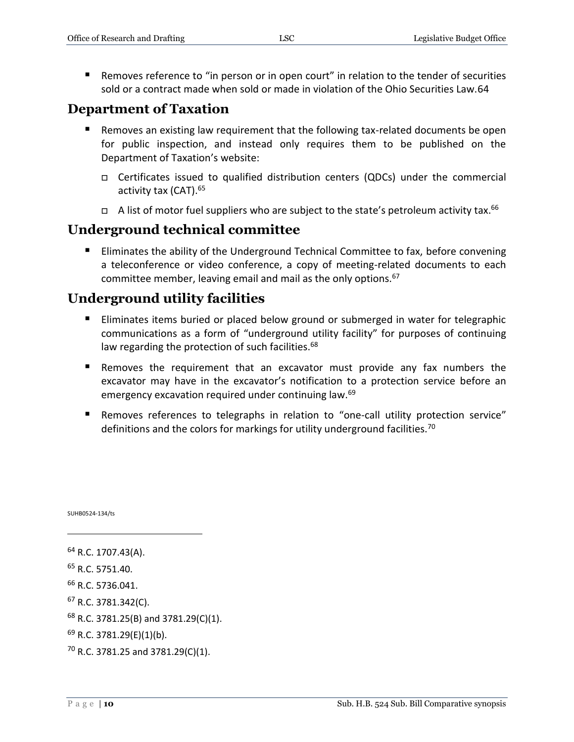- Removes reference to "in person or in open court" in relation to the tender of securities sold or a contract made when sold or made in violation of the Ohio Securities Law.64

## Department of Taxation

- Removes an existing law requirement that the following tax-related documents be open for public inspection, and instead only requires them to be published on the Department of Taxation's website:
  - Certificates issued to qualified distribution centers (QDCs) under the commercial activity tax (CAT).[65]
  - A list of motor fuel suppliers who are subject to the state's petroleum activity tax.[66]

## Underground technical committee

- Eliminates the ability of the Underground Technical Committee to fax, before convening a teleconference or video conference, a copy of meeting-related documents to each committee member, leaving email and mail as the only options.[67]

## Underground utility facilities

- Eliminates items buried or placed below ground or submerged in water for telegraphic communications as a form of "underground utility facility" for purposes of continuing law regarding the protection of such facilities.[68]
- Removes the requirement that an excavator must provide any fax numbers the excavator may have in the excavator's notification to a protection service before an emergency excavation required under continuing law.[69]
- Removes references to telegraphs in relation to "one-call utility protection service" definitions and the colors for markings for utility underground facilities.[70]

SUHB0524-134/ts

---

[64] R.C. 1707.43(A).

[65] R.C. 5751.40.

[66] R.C. 5736.041.

[67] R.C. 3781.342(C).

[68] R.C. 3781.25(B) and 3781.29(C)(1).

[69] R.C. 3781.29(E)(1)(b).

[70] R.C. 3781.25 and 3781.29(C)(1).